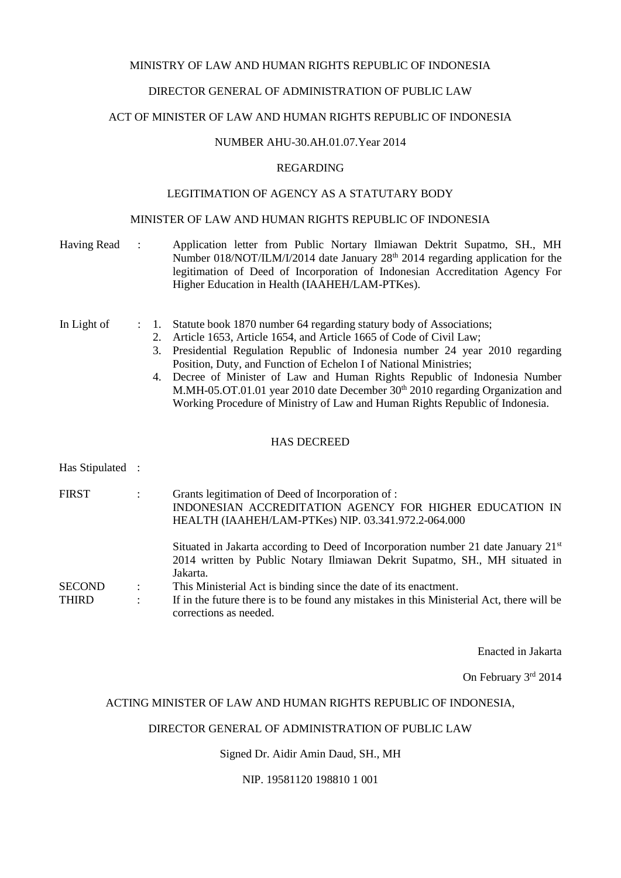MINISTRY OF LAW AND HUMAN RIGHTS REPUBLIC OF INDONESIA

DIRECTOR GENERAL OF ADMINISTRATION OF PUBLIC LAW

ACT OF MINISTER OF LAW AND HUMAN RIGHTS REPUBLIC OF INDONESIA

NUMBER AHU-30.AH.01.07.Year 2014

REGARDING

LEGITIMATION OF AGENCY AS A STATUTARY BODY

MINISTER OF LAW AND HUMAN RIGHTS REPUBLIC OF INDONESIA

Having Read : Application letter from Public Nortary Ilmiawan Dektrit Supatmo, SH., MH Number 018/NOT/ILM/I/2014 date January 28th 2014 regarding application for the legitimation of Deed of Incorporation of Indonesian Accreditation Agency For Higher Education in Health (IAAHEH/LAM-PTKes).

In Light of :

1. Statute book 1870 number 64 regarding statury body of Associations;
2. Article 1653, Article 1654, and Article 1665 of Code of Civil Law;
3. Presidential Regulation Republic of Indonesia number 24 year 2010 regarding Position, Duty, and Function of Echelon I of National Ministries;
4. Decree of Minister of Law and Human Rights Republic of Indonesia Number M.MH-05.OT.01.01 year 2010 date December 30th 2010 regarding Organization and Working Procedure of Ministry of Law and Human Rights Republic of Indonesia.

HAS DECREED

Has Stipulated :

FIRST : Grants legitimation of Deed of Incorporation of :
INDONESIAN ACCREDITATION AGENCY FOR HIGHER EDUCATION IN HEALTH (IAAHEH/LAM-PTKes) NIP. 03.341.972.2-064.000

Situated in Jakarta according to Deed of Incorporation number 21 date January 21st 2014 written by Public Notary Ilmiawan Dekrit Supatmo, SH., MH situated in Jakarta.

SECOND : This Ministerial Act is binding since the date of its enactment.

THIRD : If in the future there is to be found any mistakes in this Ministerial Act, there will be corrections as needed.

Enacted in Jakarta

On February 3rd 2014

ACTING MINISTER OF LAW AND HUMAN RIGHTS REPUBLIC OF INDONESIA,

DIRECTOR GENERAL OF ADMINISTRATION OF PUBLIC LAW

Signed Dr. Aidir Amin Daud, SH., MH

NIP. 19581120 198810 1 001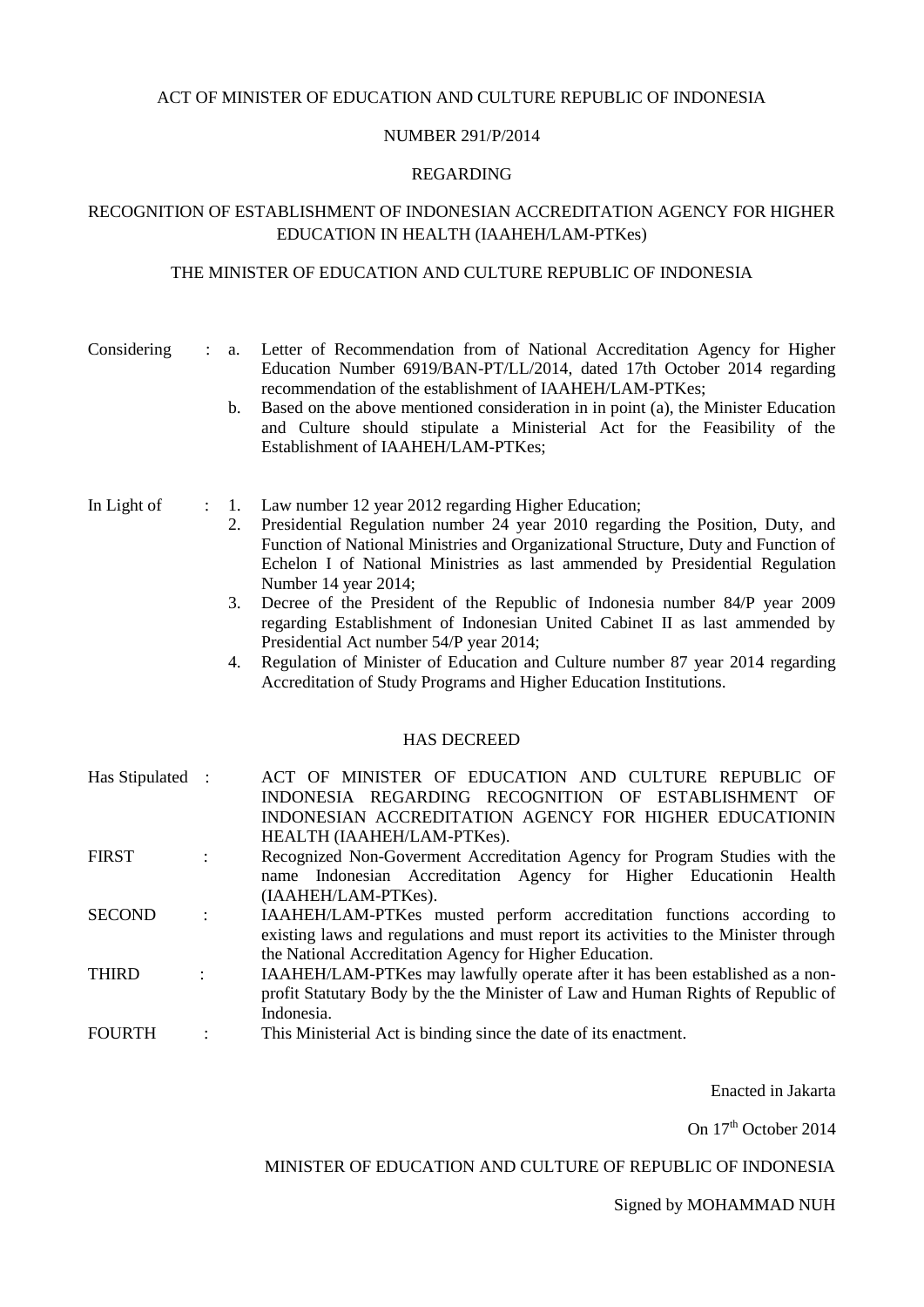ACT OF MINISTER OF EDUCATION AND CULTURE REPUBLIC OF INDONESIA

NUMBER 291/P/2014

REGARDING

RECOGNITION OF ESTABLISHMENT OF INDONESIAN ACCREDITATION AGENCY FOR HIGHER EDUCATION IN HEALTH (IAAHEH/LAM-PTKes)

THE MINISTER OF EDUCATION AND CULTURE REPUBLIC OF INDONESIA

Considering :

a. Letter of Recommendation from of National Accreditation Agency for Higher Education Number 6919/BAN-PT/LL/2014, dated 17th October 2014 regarding recommendation of the establishment of IAAHEH/LAM-PTKes;

b. Based on the above mentioned consideration in in point (a), the Minister Education and Culture should stipulate a Ministerial Act for the Feasibility of the Establishment of IAAHEH/LAM-PTKes;

In Light of :

1. Law number 12 year 2012 regarding Higher Education;
2. Presidential Regulation number 24 year 2010 regarding the Position, Duty, and Function of National Ministries and Organizational Structure, Duty and Function of Echelon I of National Ministries as last ammended by Presidential Regulation Number 14 year 2014;
3. Decree of the President of the Republic of Indonesia number 84/P year 2009 regarding Establishment of Indonesian United Cabinet II as last ammended by Presidential Act number 54/P year 2014;
4. Regulation of Minister of Education and Culture number 87 year 2014 regarding Accreditation of Study Programs and Higher Education Institutions.

HAS DECREED

Has Stipulated : ACT OF MINISTER OF EDUCATION AND CULTURE REPUBLIC OF INDONESIA REGARDING RECOGNITION OF ESTABLISHMENT OF INDONESIAN ACCREDITATION AGENCY FOR HIGHER EDUCATIONIN HEALTH (IAAHEH/LAM-PTKes).

FIRST : Recognized Non-Goverment Accreditation Agency for Program Studies with the name Indonesian Accreditation Agency for Higher Educationin Health (IAAHEH/LAM-PTKes).

SECOND : IAAHEH/LAM-PTKes musted perform accreditation functions according to existing laws and regulations and must report its activities to the Minister through the National Accreditation Agency for Higher Education.

THIRD : IAAHEH/LAM-PTKes may lawfully operate after it has been established as a non-profit Statutary Body by the the Minister of Law and Human Rights of Republic of Indonesia.

FOURTH : This Ministerial Act is binding since the date of its enactment.

Enacted in Jakarta

On 17th October 2014

MINISTER OF EDUCATION AND CULTURE OF REPUBLIC OF INDONESIA

Signed by MOHAMMAD NUH